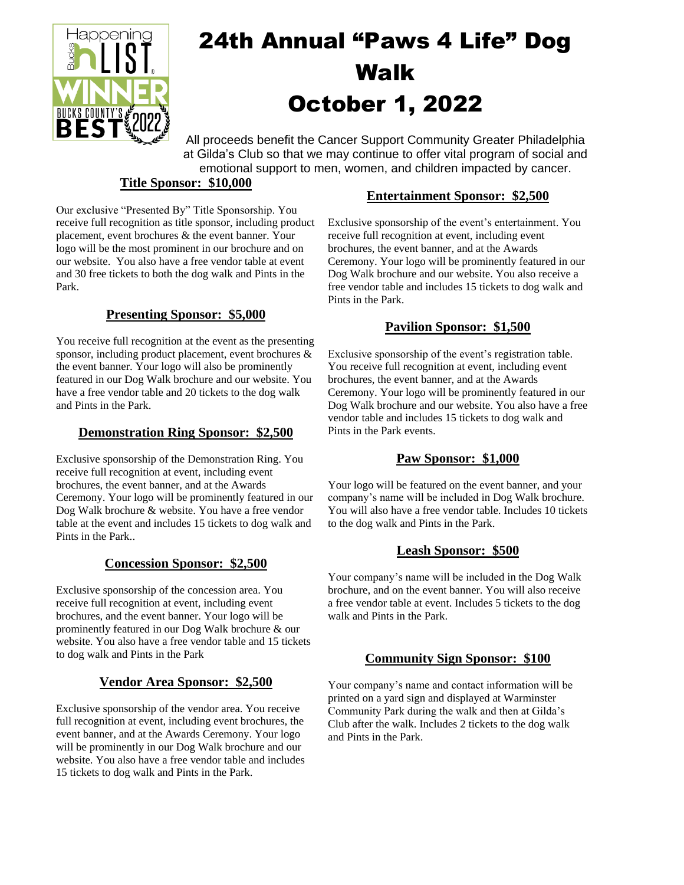# 24th Annual "Paws 4 Life" Dog Walk October 1, 2022

All proceeds benefit the Cancer Support Community Greater Philadelphia at Gilda's Club so that we may continue to offer vital program of social and emotional support to men, women, and children impacted by cancer.

## Title Sponsor: $10,000

Our exclusive "Presented By" Title Sponsorship. You receive full recognition as title sponsor, including product placement, event brochures & the event banner. Your logo will be the most prominent in our brochure and on our website. You also have a free vendor table at event and 30 free tickets to both the dog walk and Pints in the Park.

## Presenting Sponsor: $5,000

You receive full recognition at the event as the presenting sponsor, including product placement, event brochures & the event banner. Your logo will also be prominently featured in our Dog Walk brochure and our website. You have a free vendor table and 20 tickets to the dog walk and Pints in the Park.

## Demonstration Ring Sponsor: $2,500

Exclusive sponsorship of the Demonstration Ring. You receive full recognition at event, including event brochures, the event banner, and at the Awards Ceremony. Your logo will be prominently featured in our Dog Walk brochure & website. You have a free vendor table at the event and includes 15 tickets to dog walk and Pints in the Park..

## Concession Sponsor: $2,500

Exclusive sponsorship of the concession area. You receive full recognition at event, including event brochures, and the event banner. Your logo will be prominently featured in our Dog Walk brochure & our website. You also have a free vendor table and 15 tickets to dog walk and Pints in the Park

## Vendor Area Sponsor: $2,500

Exclusive sponsorship of the vendor area. You receive full recognition at event, including event brochures, the event banner, and at the Awards Ceremony. Your logo will be prominently in our Dog Walk brochure and our website. You also have a free vendor table and includes 15 tickets to dog walk and Pints in the Park.

## Entertainment Sponsor: $2,500

Exclusive sponsorship of the event's entertainment. You receive full recognition at event, including event brochures, the event banner, and at the Awards Ceremony. Your logo will be prominently featured in our Dog Walk brochure and our website. You also receive a free vendor table and includes 15 tickets to dog walk and Pints in the Park.

## Pavilion Sponsor: $1,500

Exclusive sponsorship of the event's registration table. You receive full recognition at event, including event brochures, the event banner, and at the Awards Ceremony. Your logo will be prominently featured in our Dog Walk brochure and our website. You also have a free vendor table and includes 15 tickets to dog walk and Pints in the Park events.

## Paw Sponsor: $1,000

Your logo will be featured on the event banner, and your company's name will be included in Dog Walk brochure. You will also have a free vendor table. Includes 10 tickets to the dog walk and Pints in the Park.

## Leash Sponsor: $500

Your company's name will be included in the Dog Walk brochure, and on the event banner. You will also receive a free vendor table at event. Includes 5 tickets to the dog walk and Pints in the Park.

## Community Sign Sponsor: $100

Your company's name and contact information will be printed on a yard sign and displayed at Warminster Community Park during the walk and then at Gilda's Club after the walk. Includes 2 tickets to the dog walk and Pints in the Park.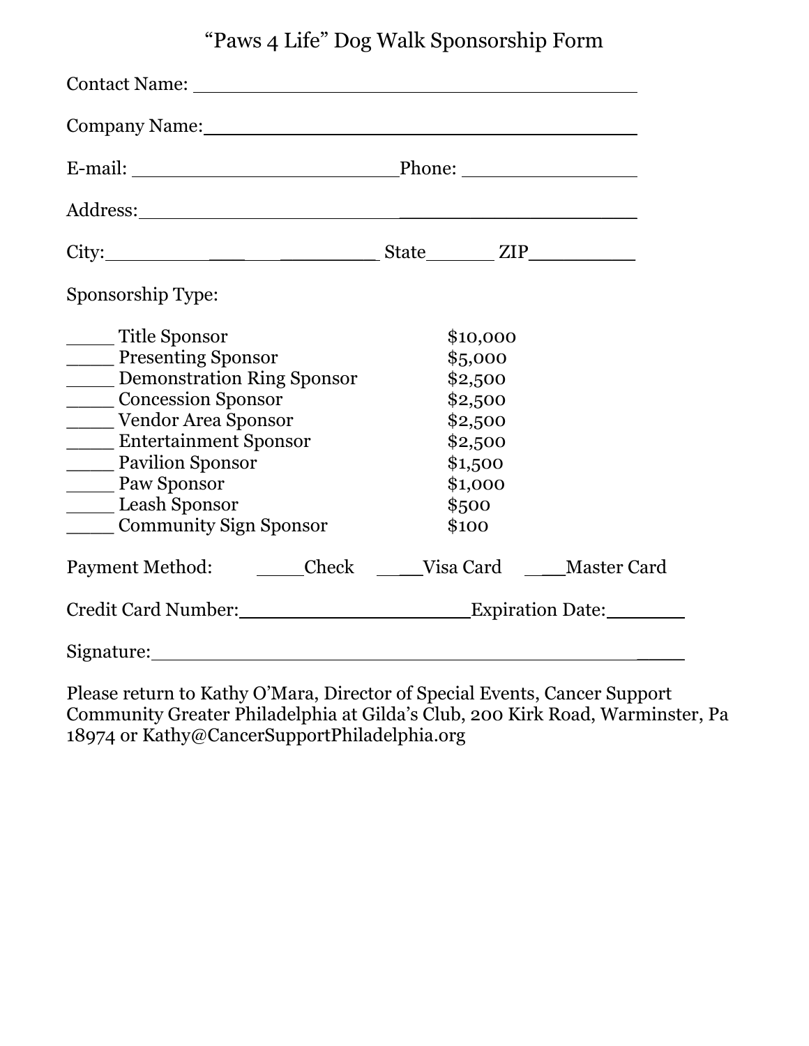# "Paws 4 Life" Dog Walk Sponsorship Form

Contact Name: ______________________________________

Company Name: ______________________________________

E-mail: ________________________ Phone: ________________

Address: ______________________________________________

City: ________________________ State ______ ZIP _________

Sponsorship Type:

| | | |
|---|---|---|
| _____ | Title Sponsor | $10,000 |
| _____ | Presenting Sponsor | $5,000 |
| _____ | Demonstration Ring Sponsor | $2,500 |
| _____ | Concession Sponsor | $2,500 |
| _____ | Vendor Area Sponsor | $2,500 |
| _____ | Entertainment Sponsor | $2,500 |
| _____ | Pavilion Sponsor | $1,500 |
| _____ | Paw Sponsor | $1,000 |
| _____ | Leash Sponsor | $500 |
| _____ | Community Sign Sponsor | $100 |

Payment Method: _____Check _____Visa Card _____Master Card

Credit Card Number: ____________________ Expiration Date: _______

Signature: ____________________________________________

Please return to Kathy O'Mara, Director of Special Events, Cancer Support Community Greater Philadelphia at Gilda's Club, 200 Kirk Road, Warminster, Pa 18974 or Kathy@CancerSupportPhiladelphia.org